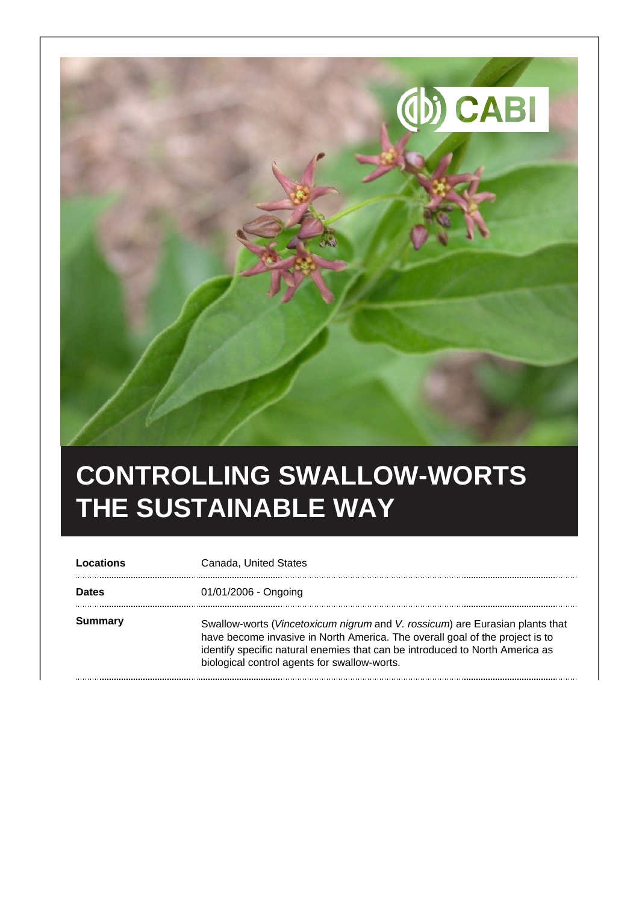# CONTROLLING SWALLOW-WORTS THE SUSTAINABLE WAY

| | |
|---|---|
| **Locations** | Canada, United States |
| **Dates** | 01/01/2006 - Ongoing |
| **Summary** | Swallow-worts (*Vincetoxicum nigrum* and *V. rossicum*) are Eurasian plants that have become invasive in North America. The overall goal of the project is to identify specific natural enemies that can be introduced to North America as biological control agents for swallow-worts. |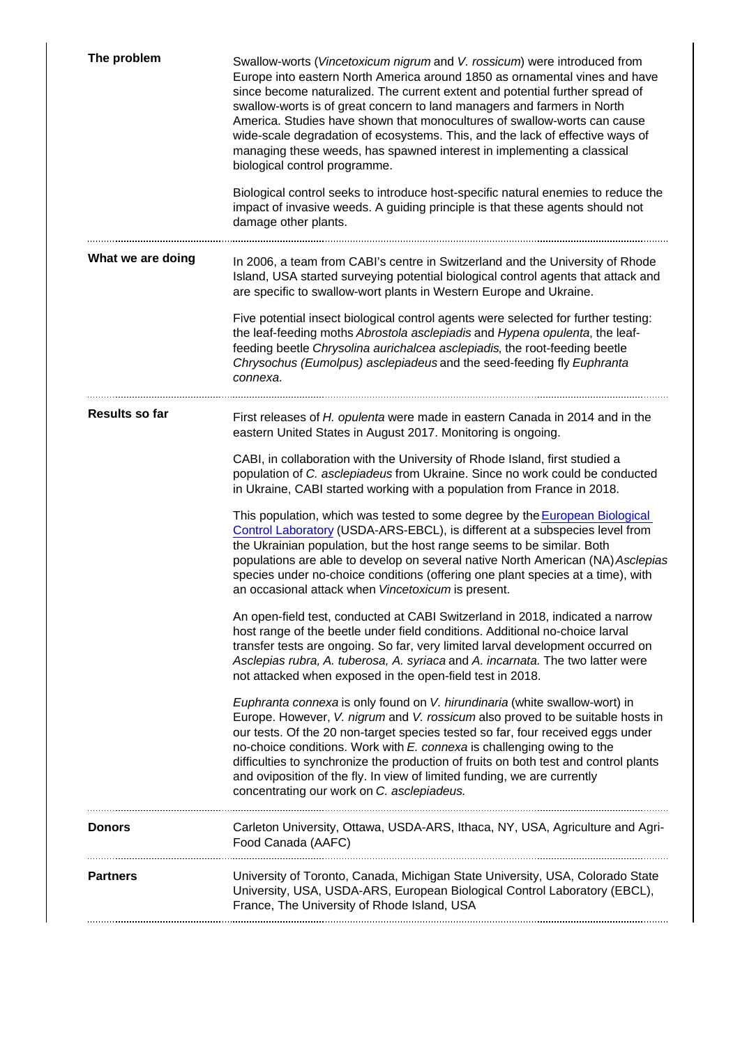**The problem**

Swallow-worts (*Vincetoxicum nigrum* and *V. rossicum*) were introduced from Europe into eastern North America around 1850 as ornamental vines and have since become naturalized. The current extent and potential further spread of swallow-worts is of great concern to land managers and farmers in North America. Studies have shown that monocultures of swallow-worts can cause wide-scale degradation of ecosystems. This, and the lack of effective ways of managing these weeds, has spawned interest in implementing a classical biological control programme.

Biological control seeks to introduce host-specific natural enemies to reduce the impact of invasive weeds. A guiding principle is that these agents should not damage other plants.

**What we are doing**

In 2006, a team from CABI's centre in Switzerland and the University of Rhode Island, USA started surveying potential biological control agents that attack and are specific to swallow-wort plants in Western Europe and Ukraine.

Five potential insect biological control agents were selected for further testing: the leaf-feeding moths *Abrostola asclepiadis* and *Hypena opulenta*, the leaf-feeding beetle *Chrysolina aurichalcea asclepiadis*, the root-feeding beetle *Chrysochus (Eumolpus) asclepiadeus* and the seed-feeding fly *Euphranta connexa*.

**Results so far**

First releases of *H. opulenta* were made in eastern Canada in 2014 and in the eastern United States in August 2017. Monitoring is ongoing.

CABI, in collaboration with the University of Rhode Island, first studied a population of *C. asclepiadeus* from Ukraine. Since no work could be conducted in Ukraine, CABI started working with a population from France in 2018.

This population, which was tested to some degree by the [European Biological Control Laboratory](#) (USDA-ARS-EBCL), is different at a subspecies level from the Ukrainian population, but the host range seems to be similar. Both populations are able to develop on several native North American (NA) *Asclepias* species under no-choice conditions (offering one plant species at a time), with an occasional attack when *Vincetoxicum* is present.

An open-field test, conducted at CABI Switzerland in 2018, indicated a narrow host range of the beetle under field conditions. Additional no-choice larval transfer tests are ongoing. So far, very limited larval development occurred on *Asclepias rubra, A. tuberosa, A. syriaca* and *A. incarnata.* The two latter were not attacked when exposed in the open-field test in 2018.

*Euphranta connexa* is only found on *V. hirundinaria* (white swallow-wort) in Europe. However, *V. nigrum* and *V. rossicum* also proved to be suitable hosts in our tests. Of the 20 non-target species tested so far, four received eggs under no-choice conditions. Work with *E. connexa* is challenging owing to the difficulties to synchronize the production of fruits on both test and control plants and oviposition of the fly. In view of limited funding, we are currently concentrating our work on *C. asclepiadeus*.

**Donors**

Carleton University, Ottawa, USDA-ARS, Ithaca, NY, USA, Agriculture and Agri-Food Canada (AAFC)

**Partners**

University of Toronto, Canada, Michigan State University, USA, Colorado State University, USA, USDA-ARS, European Biological Control Laboratory (EBCL), France, The University of Rhode Island, USA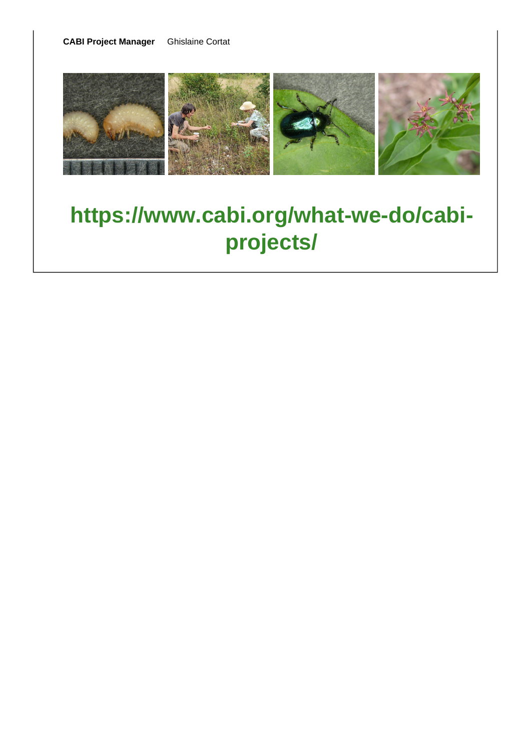**CABI Project Manager** Ghislaine Cortat

**https://www.cabi.org/what-we-do/cabi-projects/**